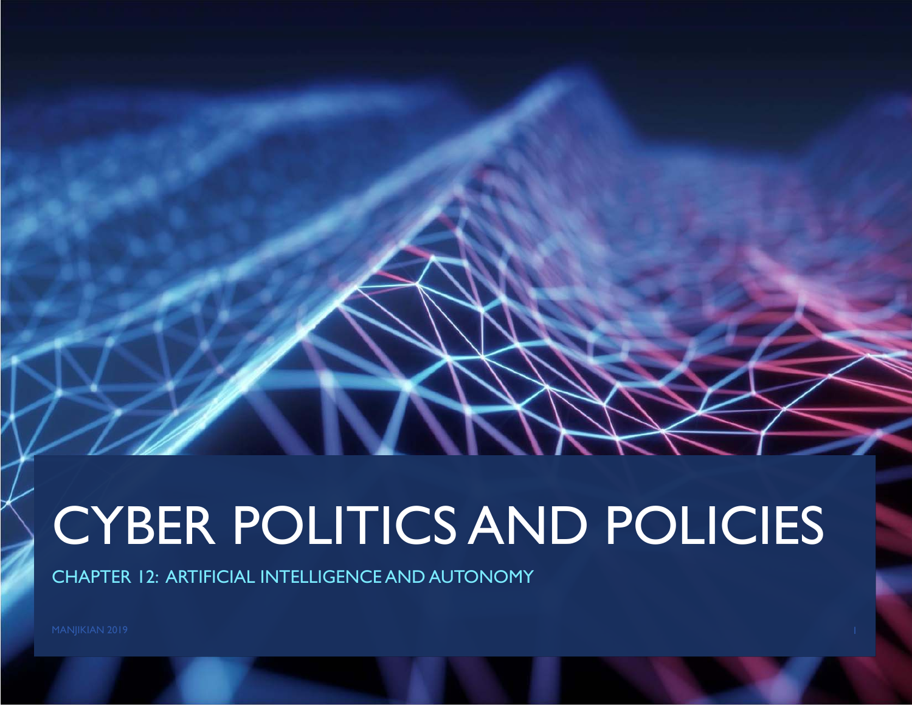# CYBER POLITICS AND POLICIES

## CHAPTER 12: ARTIFICIAL INTELLIGENCE AND AUTONOMY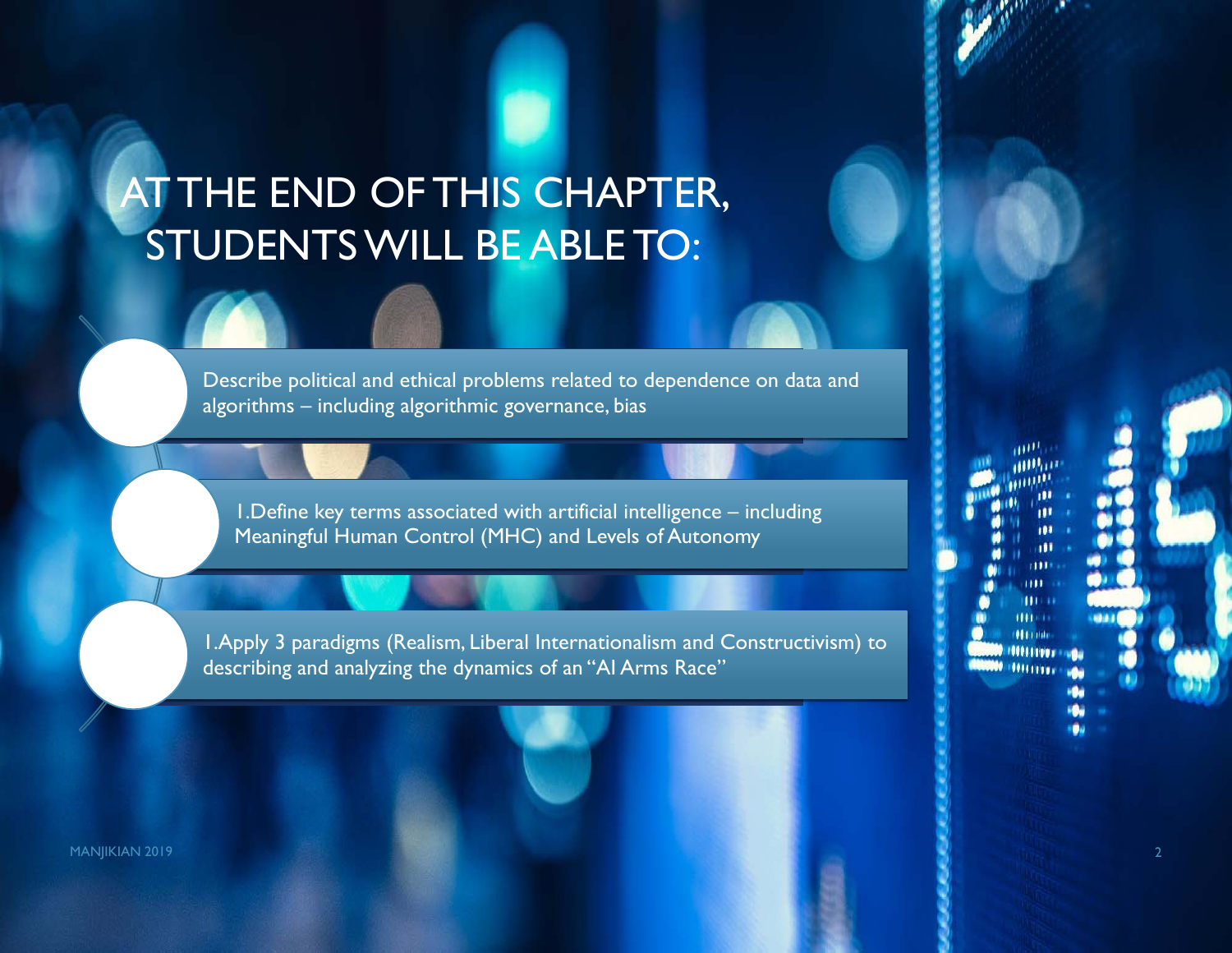# AT THE END OF THIS CHAPTER, STUDENTS WILL BE ABLE TO:

- Describe political and ethical problems related to dependence on data and algorithms – including algorithmic governance, bias
- 1.Define key terms associated with artificial intelligence – including Meaningful Human Control (MHC) and Levels of Autonomy
- 1.Apply 3 paradigms (Realism, Liberal Internationalism and Constructivism) to describing and analyzing the dynamics of an "AI Arms Race"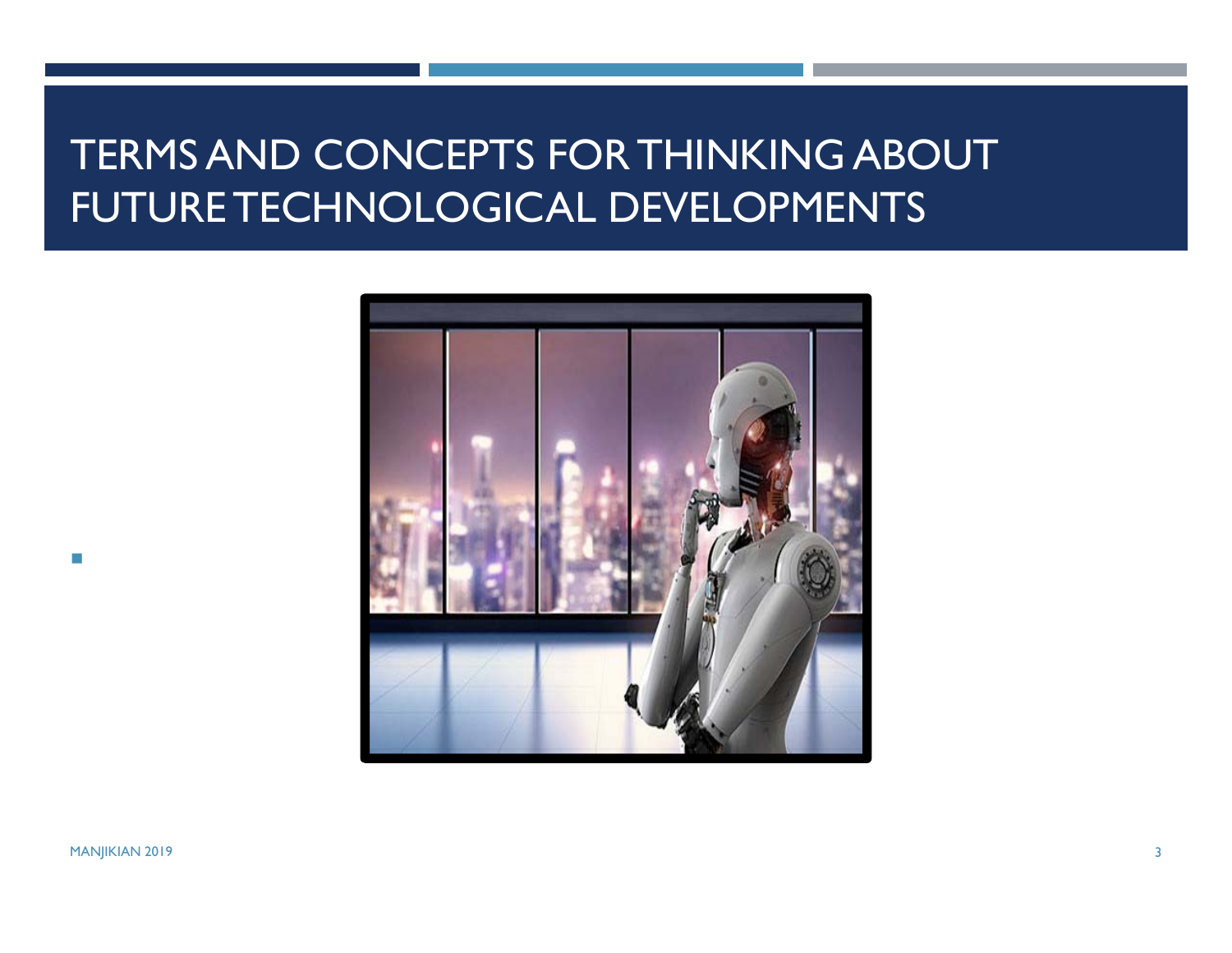# TERMS AND CONCEPTS FOR THINKING ABOUT FUTURE TECHNOLOGICAL DEVELOPMENTS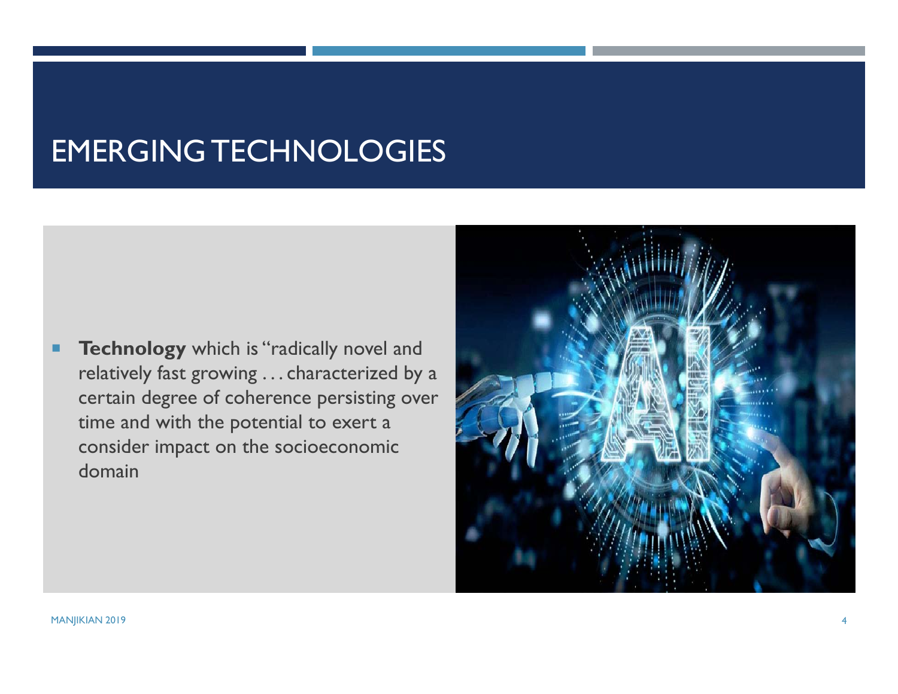# EMERGING TECHNOLOGIES

- **Technology** which is "radically novel and relatively fast growing . . . characterized by a certain degree of coherence persisting over time and with the potential to exert a consider impact on the socioeconomic domain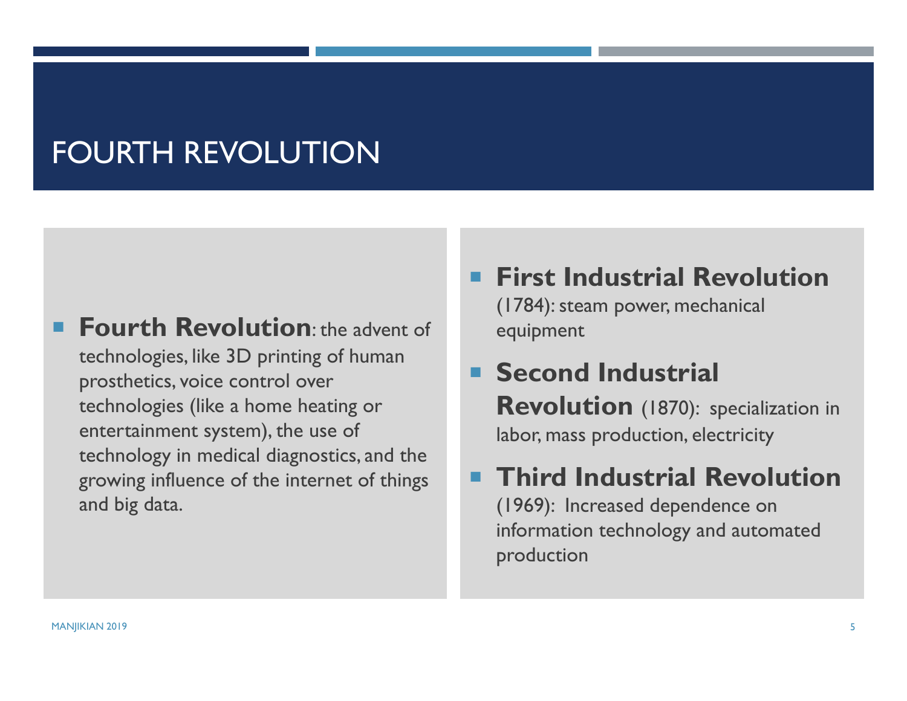# FOURTH REVOLUTION

- **Fourth Revolution**: the advent of technologies, like 3D printing of human prosthetics, voice control over technologies (like a home heating or entertainment system), the use of technology in medical diagnostics, and the growing influence of the internet of things and big data.

- **First Industrial Revolution** (1784): steam power, mechanical equipment
- **Second Industrial Revolution** (1870): specialization in labor, mass production, electricity
- **Third Industrial Revolution** (1969): Increased dependence on information technology and automated production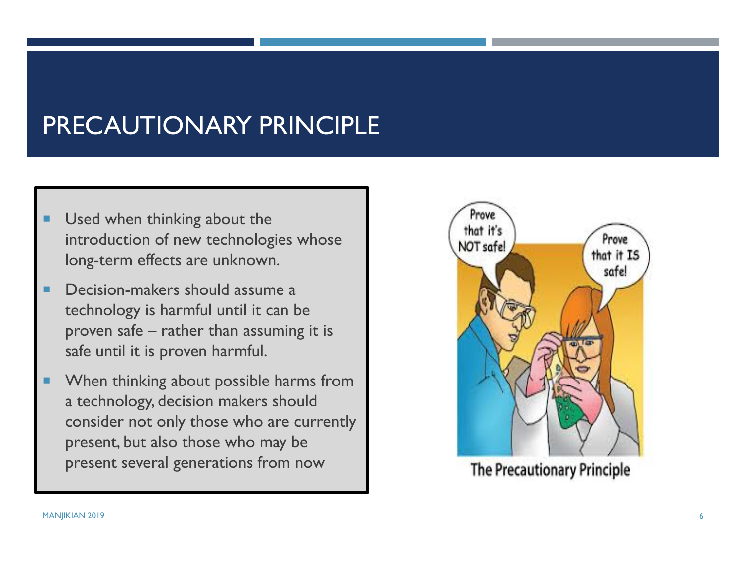# PRECAUTIONARY PRINCIPLE

- Used when thinking about the introduction of new technologies whose long-term effects are unknown.
- Decision-makers should assume a technology is harmful until it can be proven safe – rather than assuming it is safe until it is proven harmful.
- When thinking about possible harms from a technology, decision makers should consider not only those who are currently present, but also those who may be present several generations from now

The Precautionary Principle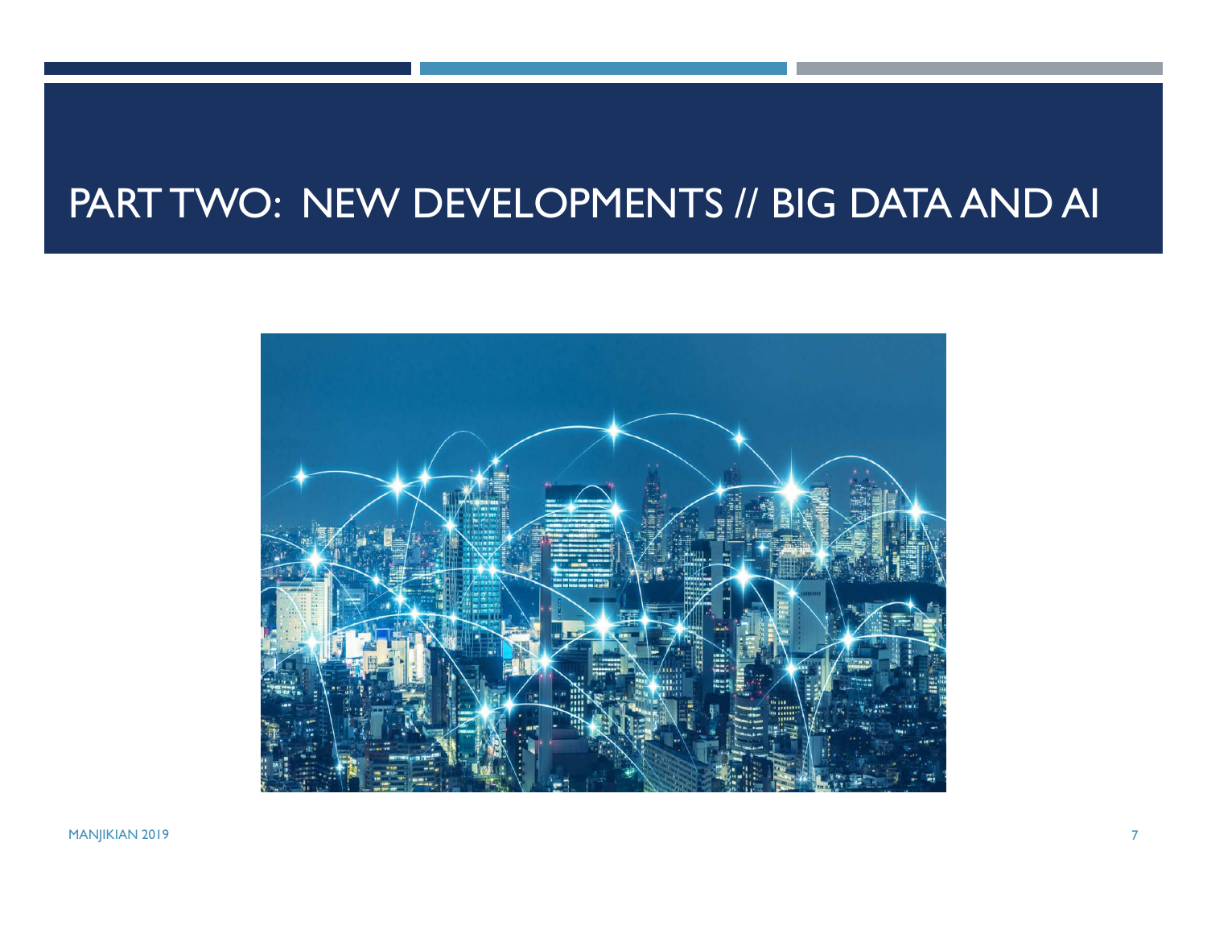# PART TWO: NEW DEVELOPMENTS // BIG DATA AND AI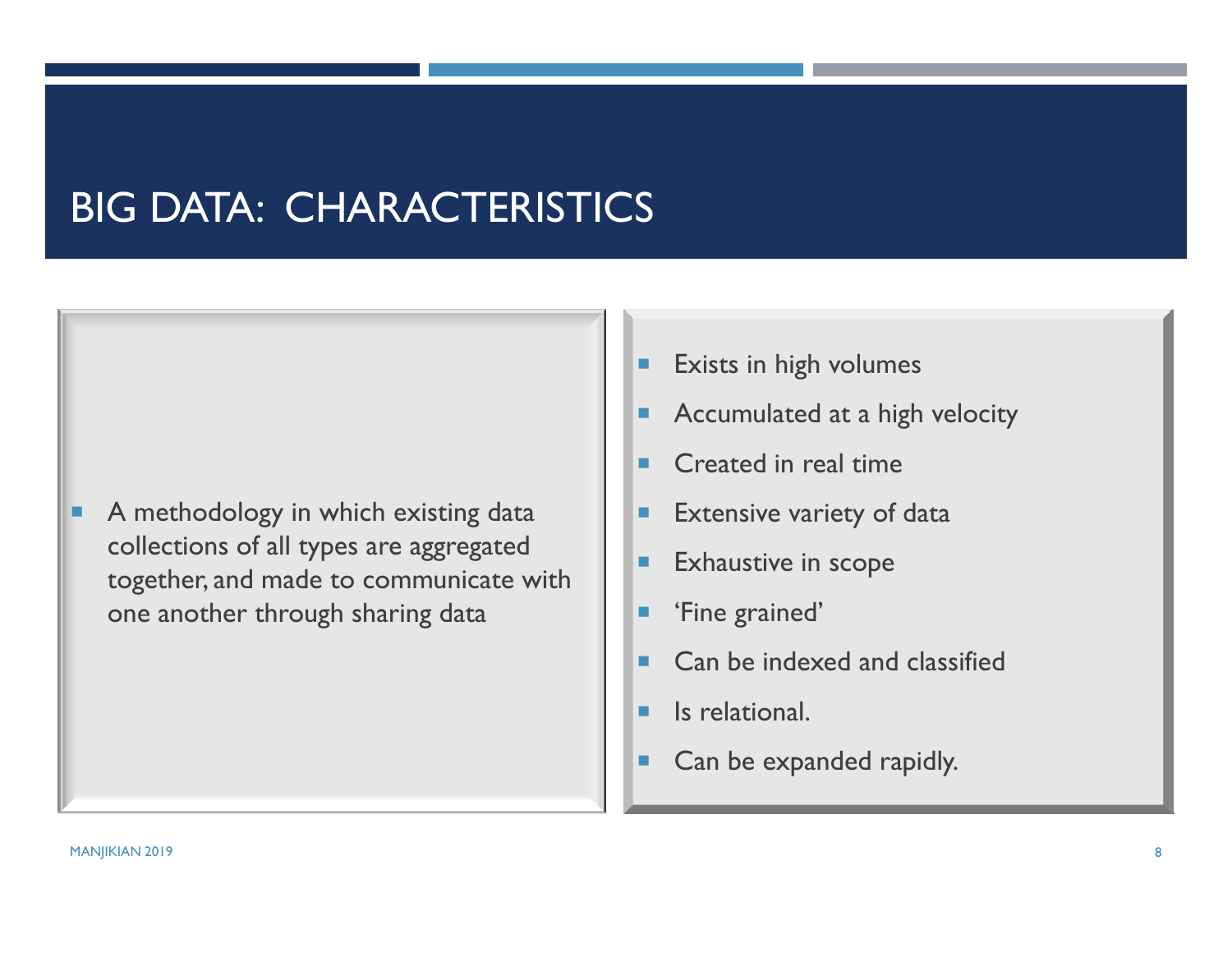# BIG DATA: CHARACTERISTICS

- A methodology in which existing data collections of all types are aggregated together, and made to communicate with one another through sharing data

- Exists in high volumes
- Accumulated at a high velocity
- Created in real time
- Extensive variety of data
- Exhaustive in scope
- 'Fine grained'
- Can be indexed and classified
- Is relational.
- Can be expanded rapidly.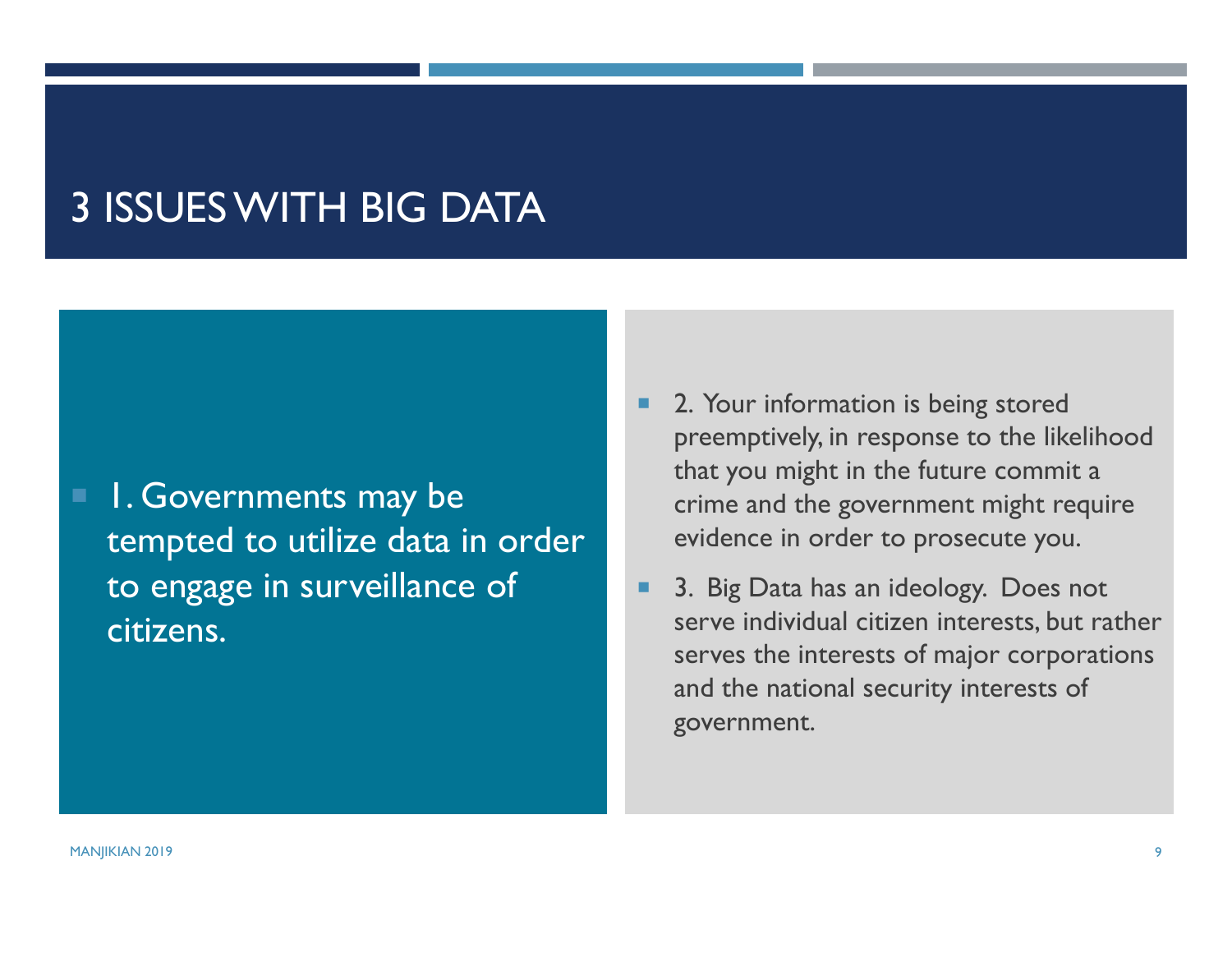# 3 ISSUES WITH BIG DATA

- 1. Governments may be tempted to utilize data in order to engage in surveillance of citizens.

- 2. Your information is being stored preemptively, in response to the likelihood that you might in the future commit a crime and the government might require evidence in order to prosecute you.
- 3. Big Data has an ideology. Does not serve individual citizen interests, but rather serves the interests of major corporations and the national security interests of government.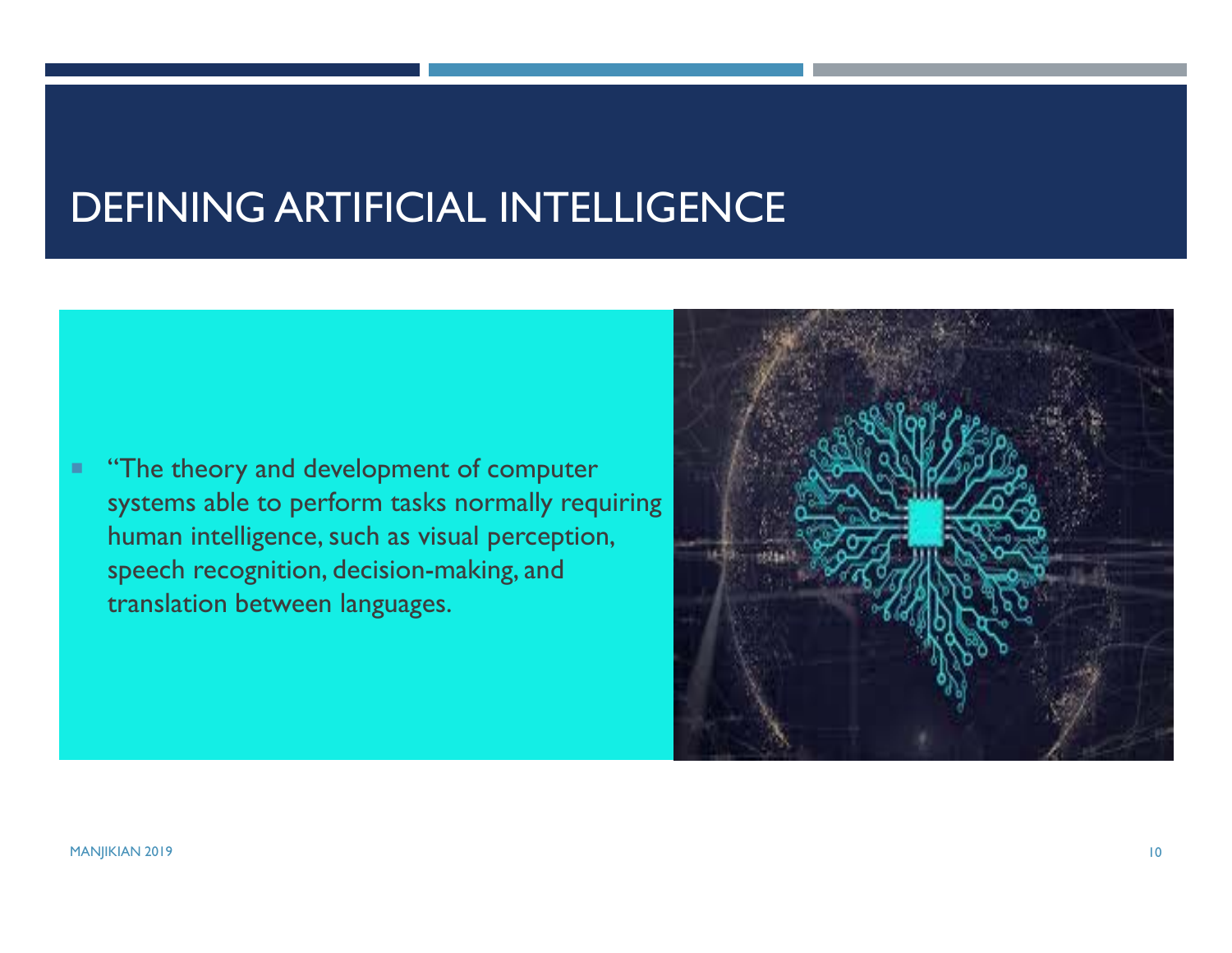# DEFINING ARTIFICIAL INTELLIGENCE

- "The theory and development of computer systems able to perform tasks normally requiring human intelligence, such as visual perception, speech recognition, decision-making, and translation between languages.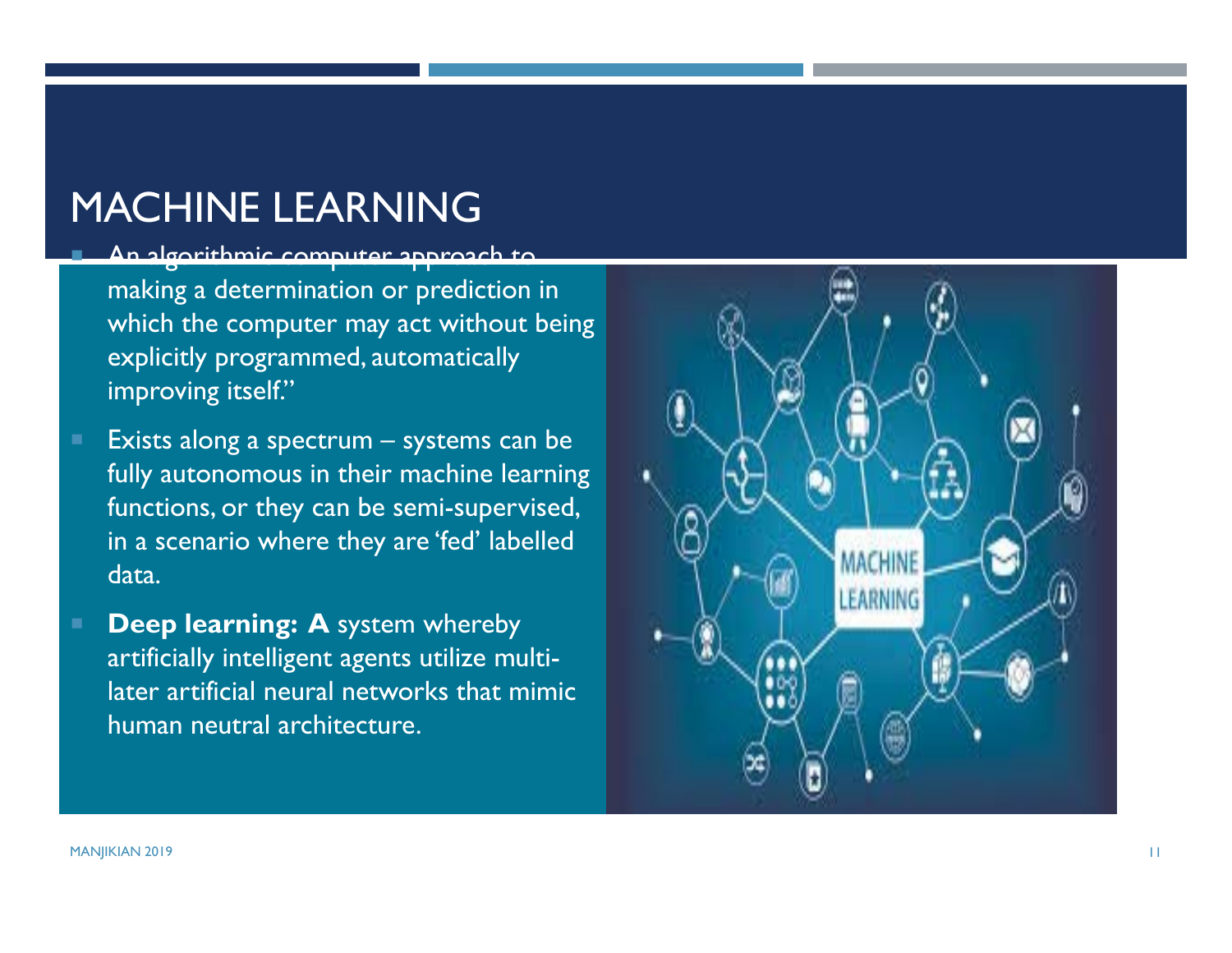# MACHINE LEARNING

- An algorithmic computer approach to making a determination or prediction in which the computer may act without being explicitly programmed, automatically improving itself."
- Exists along a spectrum – systems can be fully autonomous in their machine learning functions, or they can be semi-supervised, in a scenario where they are 'fed' labelled data.
- **Deep learning: A** system whereby artificially intelligent agents utilize multi-later artificial neural networks that mimic human neutral architecture.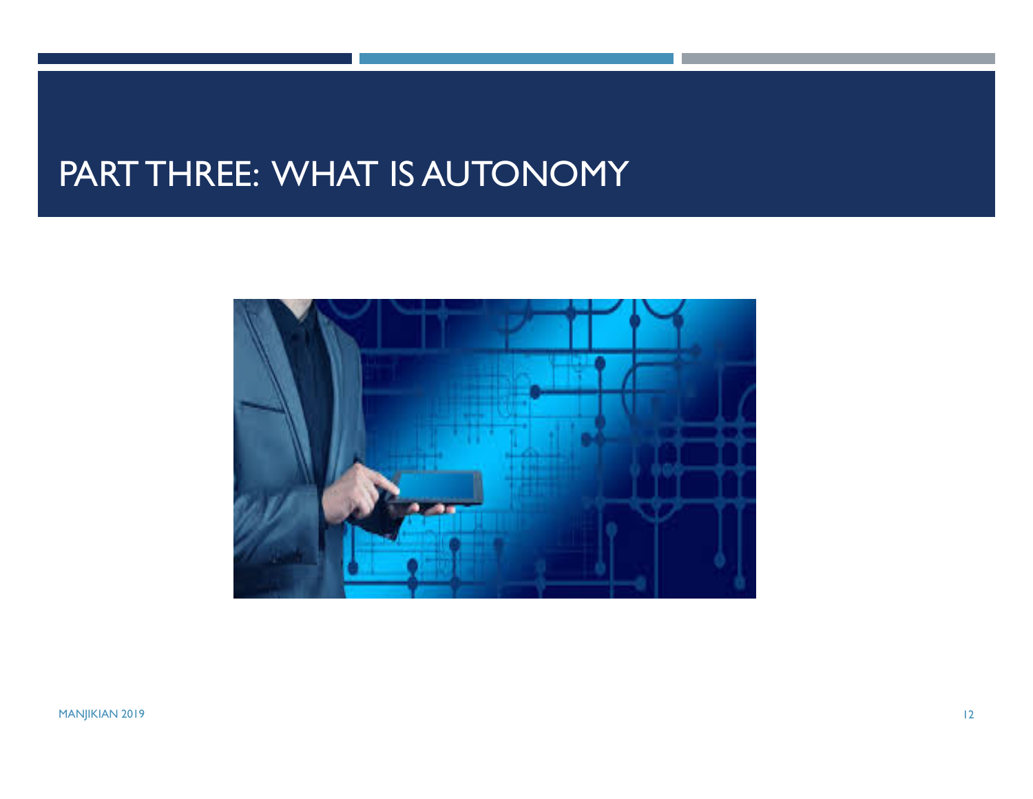# PART THREE: WHAT IS AUTONOMY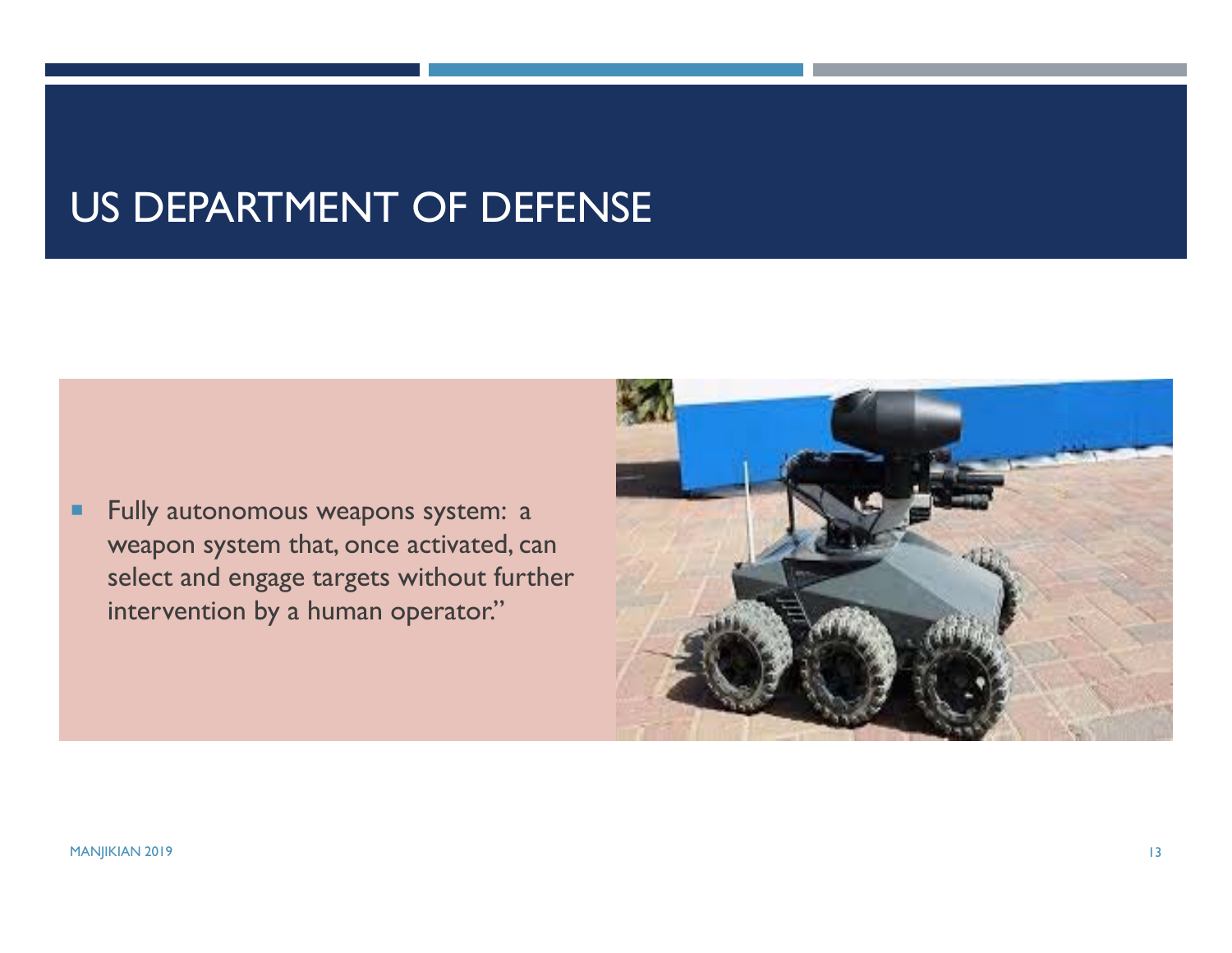# US DEPARTMENT OF DEFENSE

- Fully autonomous weapons system: a weapon system that, once activated, can select and engage targets without further intervention by a human operator."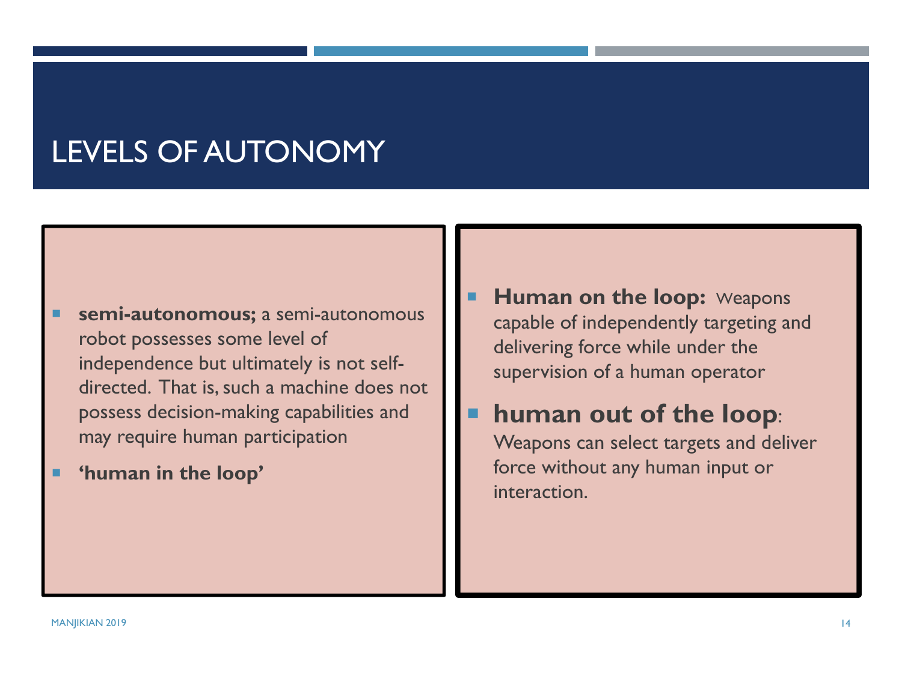# LEVELS OF AUTONOMY

- **semi-autonomous;** a semi-autonomous robot possesses some level of independence but ultimately is not self-directed. That is, such a machine does not possess decision-making capabilities and may require human participation
- **'human in the loop'**

- **Human on the loop:** Weapons capable of independently targeting and delivering force while under the supervision of a human operator
- **human out of the loop**: Weapons can select targets and deliver force without any human input or interaction.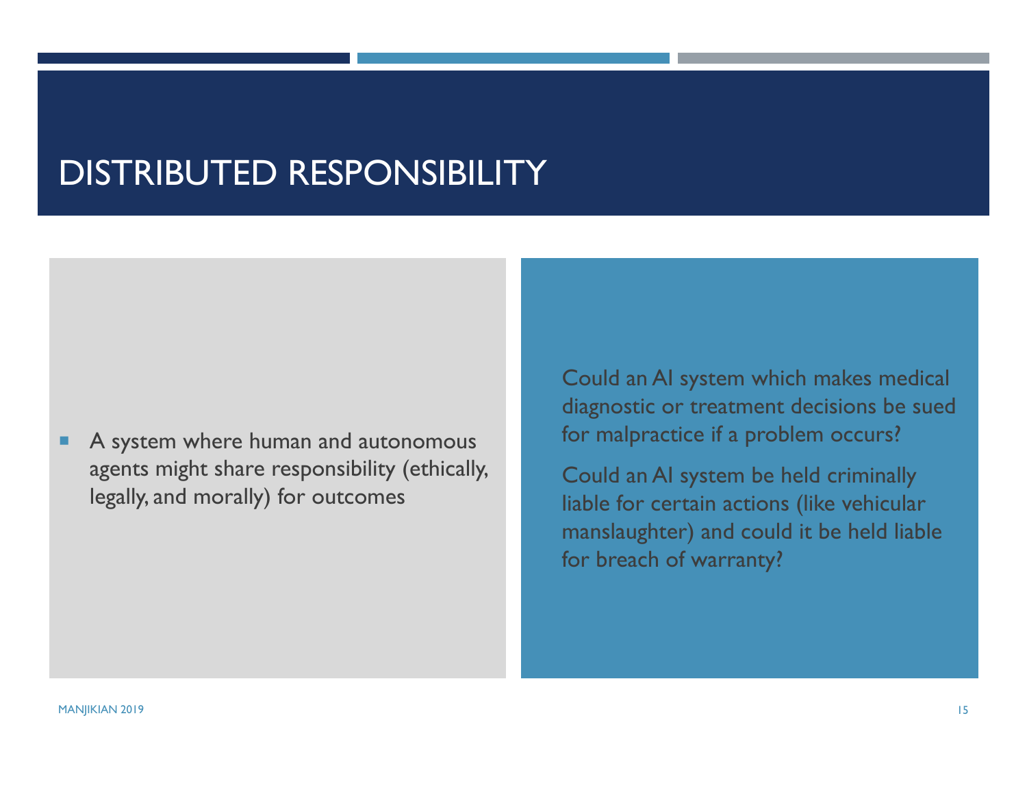# DISTRIBUTED RESPONSIBILITY

- A system where human and autonomous agents might share responsibility (ethically, legally, and morally) for outcomes

Could an AI system which makes medical diagnostic or treatment decisions be sued for malpractice if a problem occurs?

Could an AI system be held criminally liable for certain actions (like vehicular manslaughter) and could it be held liable for breach of warranty?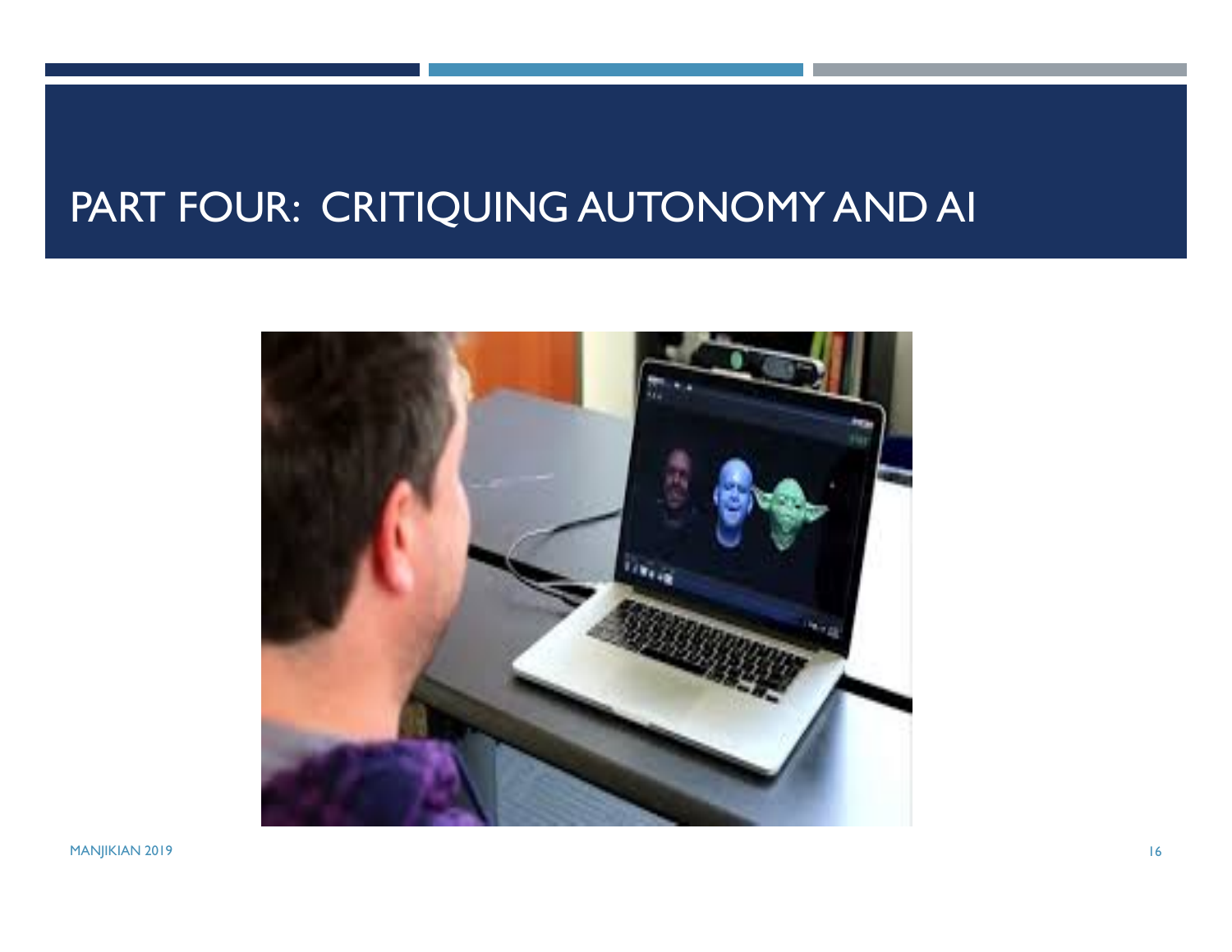# PART FOUR: CRITIQUING AUTONOMY AND AI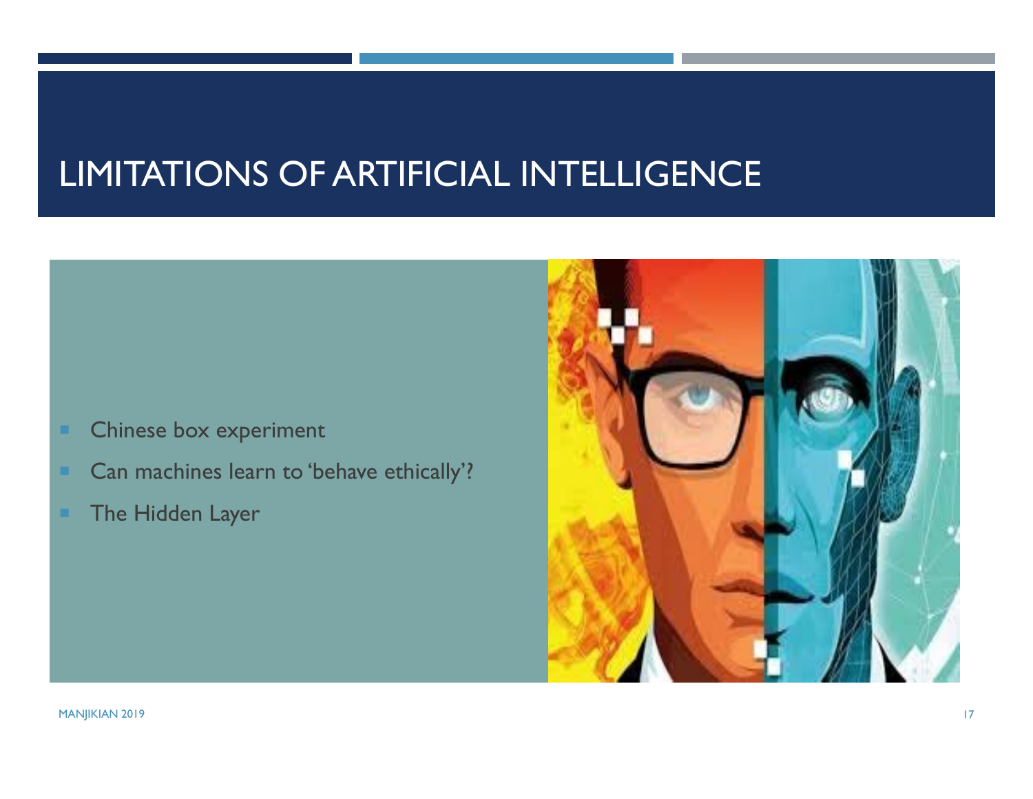# LIMITATIONS OF ARTIFICIAL INTELLIGENCE

- Chinese box experiment
- Can machines learn to 'behave ethically'?
- The Hidden Layer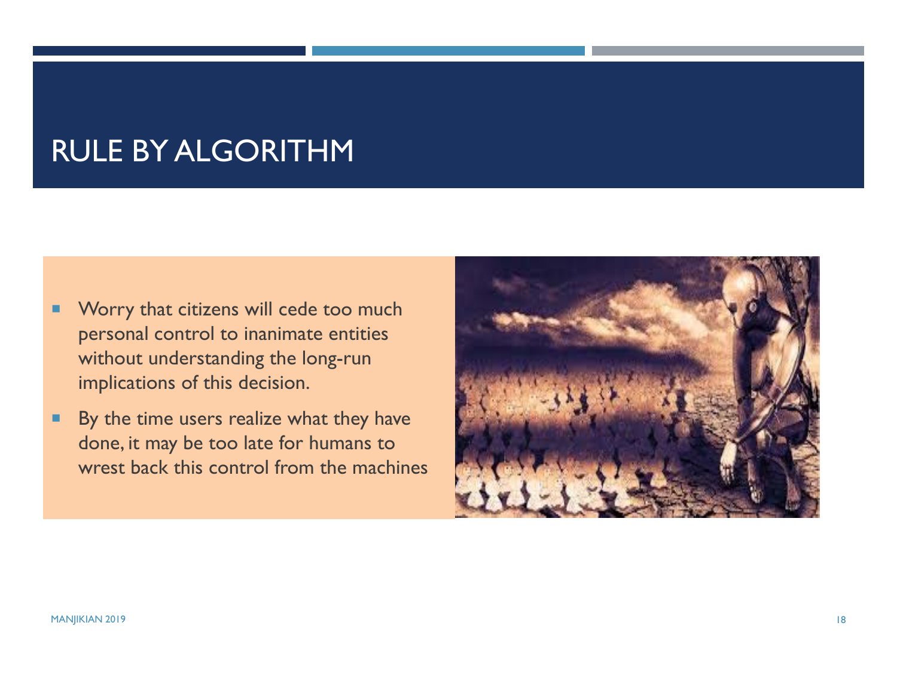# RULE BY ALGORITHM

- Worry that citizens will cede too much personal control to inanimate entities without understanding the long-run implications of this decision.
- By the time users realize what they have done, it may be too late for humans to wrest back this control from the machines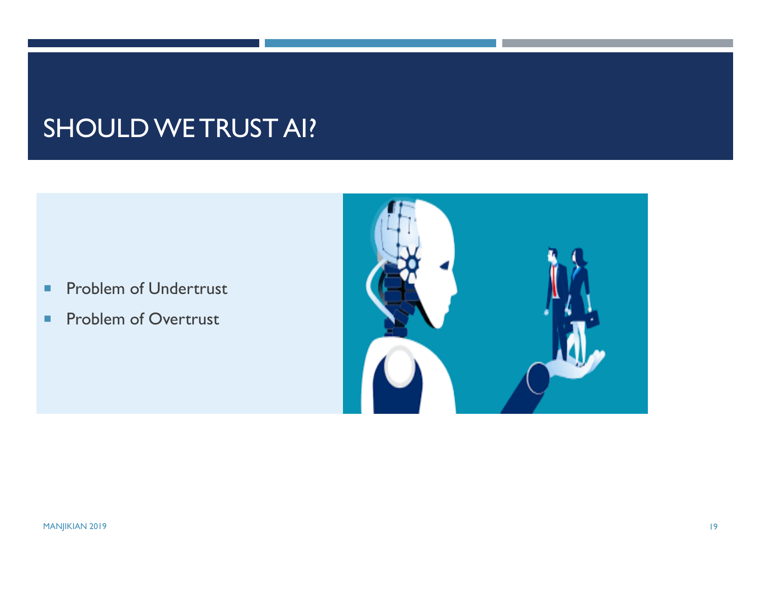# SHOULD WE TRUST AI?

- Problem of Undertrust
- Problem of Overtrust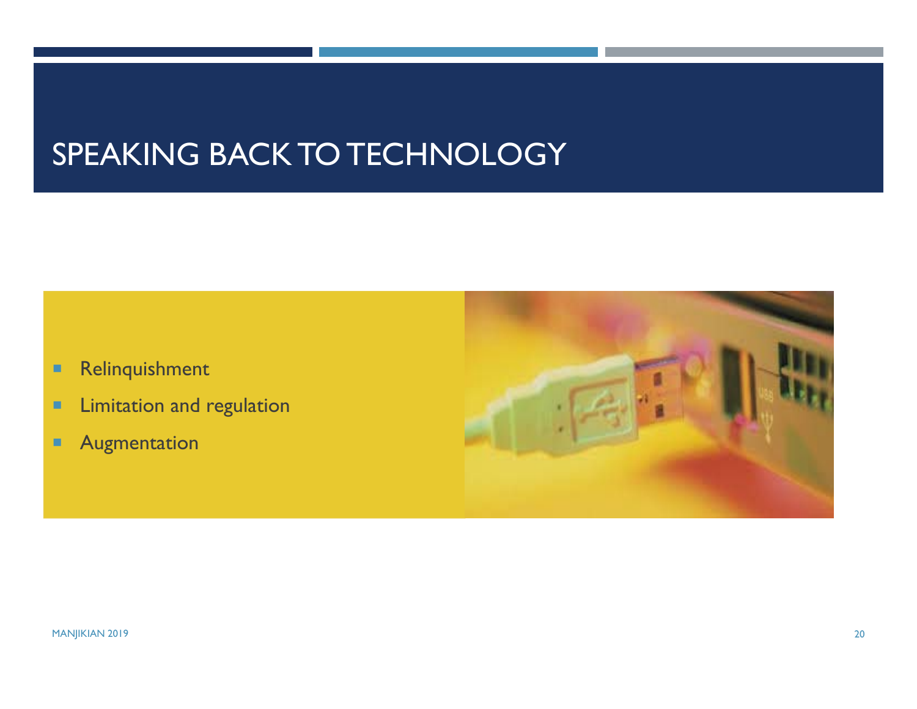# SPEAKING BACK TO TECHNOLOGY

- Relinquishment
- Limitation and regulation
- Augmentation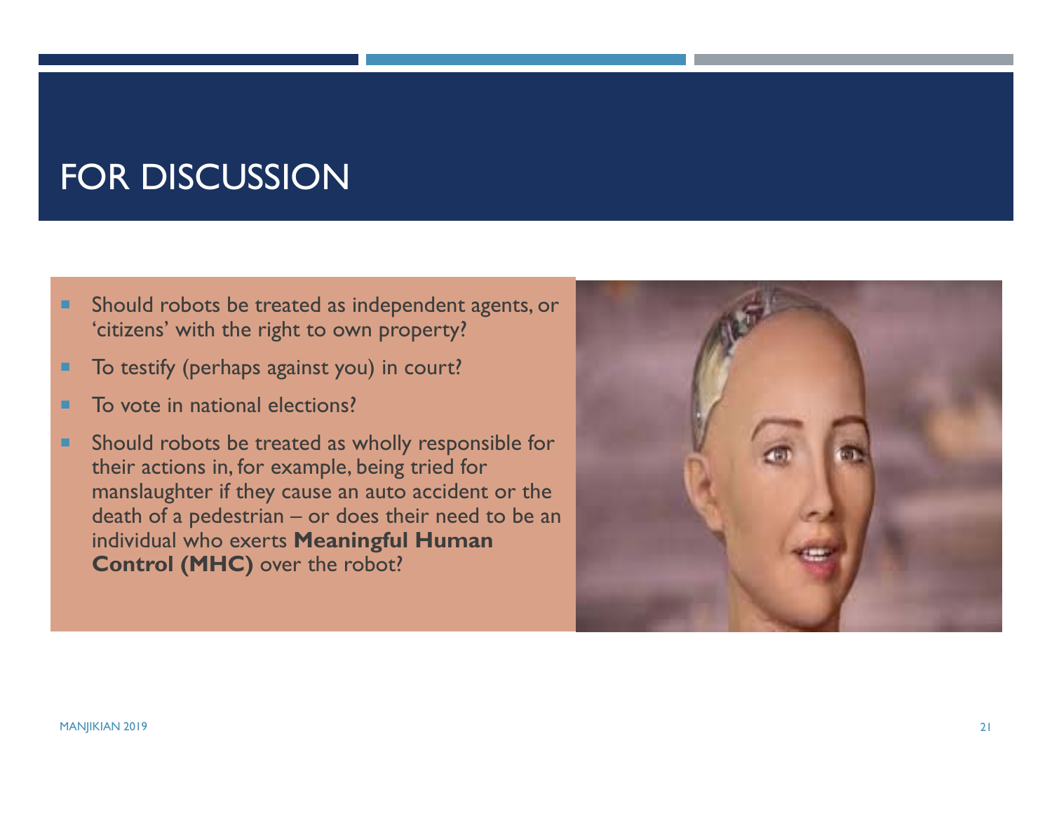# FOR DISCUSSION

- Should robots be treated as independent agents, or 'citizens' with the right to own property?
- To testify (perhaps against you) in court?
- To vote in national elections?
- Should robots be treated as wholly responsible for their actions in, for example, being tried for manslaughter if they cause an auto accident or the death of a pedestrian – or does their need to be an individual who exerts **Meaningful Human Control (MHC)** over the robot?